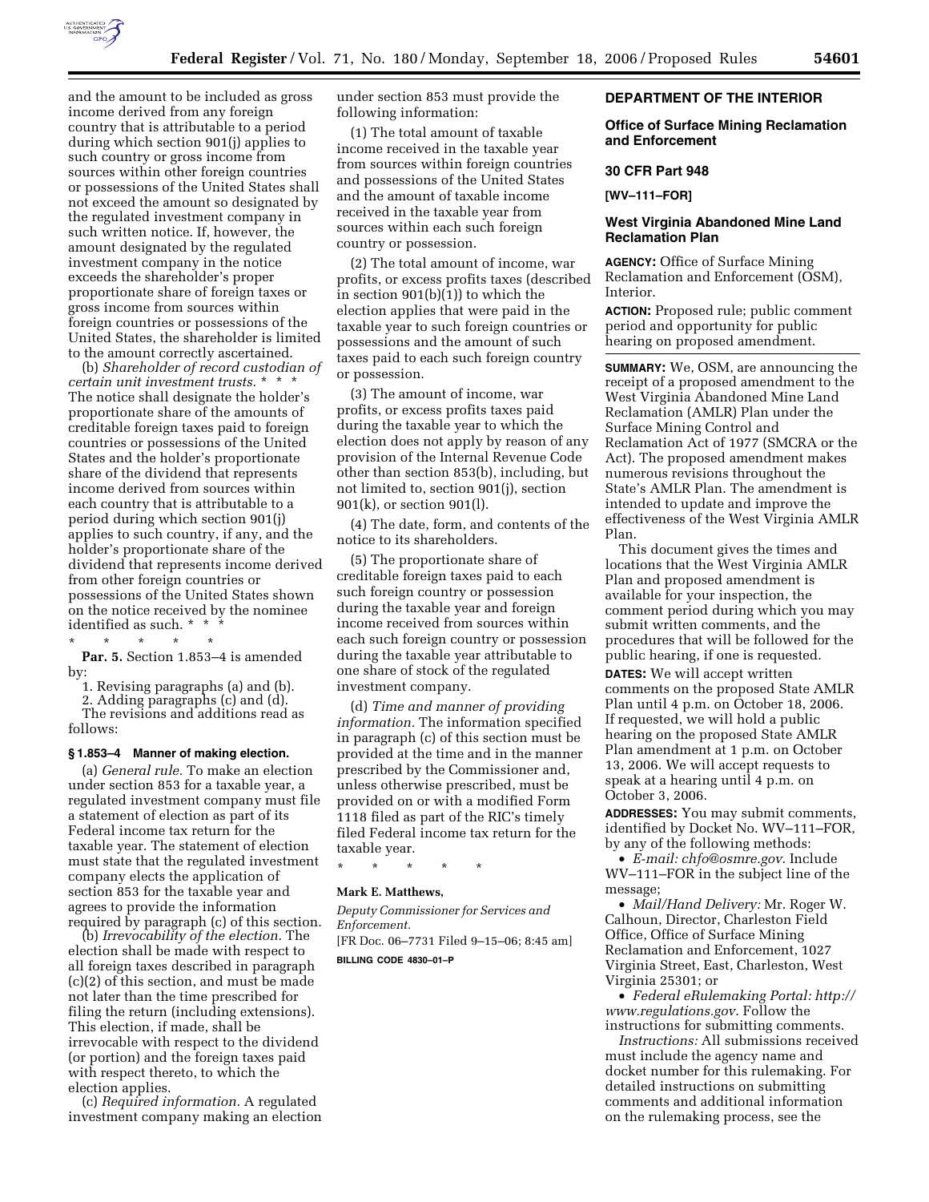and the amount to be included as gross income derived from any foreign country that is attributable to a period during which section 901(j) applies to such country or gross income from sources within other foreign countries or possessions of the United States shall not exceed the amount so designated by the regulated investment company in such written notice. If, however, the amount designated by the regulated investment company in the notice exceeds the shareholder's proper proportionate share of foreign taxes or gross income from sources within foreign countries or possessions of the United States, the shareholder is limited to the amount correctly ascertained.

(b) *Shareholder of record custodian of certain unit investment trusts.* * * * The notice shall designate the holder's proportionate share of the amounts of creditable foreign taxes paid to foreign countries or possessions of the United States and the holder's proportionate share of the dividend that represents income derived from sources within each country that is attributable to a period during which section 901(j) applies to such country, if any, and the holder's proportionate share of the dividend that represents income derived from other foreign countries or possessions of the United States shown on the notice received by the nominee identified as such. * * *

\* \* \* \* \*

**Par. 5.** Section 1.853–4 is amended by:

1. Revising paragraphs (a) and (b).
2. Adding paragraphs (c) and (d).

The revisions and additions read as follows:

**§ 1.853–4 Manner of making election.**

(a) *General rule.* To make an election under section 853 for a taxable year, a regulated investment company must file a statement of election as part of its Federal income tax return for the taxable year. The statement of election must state that the regulated investment company elects the application of section 853 for the taxable year and agrees to provide the information required by paragraph (c) of this section.

(b) *Irrevocability of the election.* The election shall be made with respect to all foreign taxes described in paragraph (c)(2) of this section, and must be made not later than the time prescribed for filing the return (including extensions). This election, if made, shall be irrevocable with respect to the dividend (or portion) and the foreign taxes paid with respect thereto, to which the election applies.

(c) *Required information.* A regulated investment company making an election under section 853 must provide the following information:

(1) The total amount of taxable income received in the taxable year from sources within foreign countries and possessions of the United States and the amount of taxable income received in the taxable year from sources within each such foreign country or possession.

(2) The total amount of income, war profits, or excess profits taxes (described in section 901(b)(1)) to which the election applies that were paid in the taxable year to such foreign countries or possessions and the amount of such taxes paid to each such foreign country or possession.

(3) The amount of income, war profits, or excess profits taxes paid during the taxable year to which the election does not apply by reason of any provision of the Internal Revenue Code other than section 853(b), including, but not limited to, section 901(j), section 901(k), or section 901(l).

(4) The date, form, and contents of the notice to its shareholders.

(5) The proportionate share of creditable foreign taxes paid to each such foreign country or possession during the taxable year and foreign income received from sources within each such foreign country or possession during the taxable year attributable to one share of stock of the regulated investment company.

(d) *Time and manner of providing information.* The information specified in paragraph (c) of this section must be provided at the time and in the manner prescribed by the Commissioner and, unless otherwise prescribed, must be provided on or with a modified Form 1118 filed as part of the RIC's timely filed Federal income tax return for the taxable year.

\* \* \* \* \*

**Mark E. Matthews,**

*Deputy Commissioner for Services and Enforcement.*

[FR Doc. 06–7731 Filed 9–15–06; 8:45 am]

**BILLING CODE 4830–01–P**

## DEPARTMENT OF THE INTERIOR

## Office of Surface Mining Reclamation and Enforcement

## 30 CFR Part 948

**[WV–111–FOR]**

## West Virginia Abandoned Mine Land Reclamation Plan

**AGENCY:** Office of Surface Mining Reclamation and Enforcement (OSM), Interior.

**ACTION:** Proposed rule; public comment period and opportunity for public hearing on proposed amendment.

**SUMMARY:** We, OSM, are announcing the receipt of a proposed amendment to the West Virginia Abandoned Mine Land Reclamation (AMLR) Plan under the Surface Mining Control and Reclamation Act of 1977 (SMCRA or the Act). The proposed amendment makes numerous revisions throughout the State's AMLR Plan. The amendment is intended to update and improve the effectiveness of the West Virginia AMLR Plan.

This document gives the times and locations that the West Virginia AMLR Plan and proposed amendment is available for your inspection, the comment period during which you may submit written comments, and the procedures that will be followed for the public hearing, if one is requested.

**DATES:** We will accept written comments on the proposed State AMLR Plan until 4 p.m. on October 18, 2006. If requested, we will hold a public hearing on the proposed State AMLR Plan amendment at 1 p.m. on October 13, 2006. We will accept requests to speak at a hearing until 4 p.m. on October 3, 2006.

**ADDRESSES:** You may submit comments, identified by Docket No. WV–111–FOR, by any of the following methods:

- *E-mail: chfo@osmre.gov.* Include WV–111–FOR in the subject line of the message;
- *Mail/Hand Delivery:* Mr. Roger W. Calhoun, Director, Charleston Field Office, Office of Surface Mining Reclamation and Enforcement, 1027 Virginia Street, East, Charleston, West Virginia 25301; or
- *Federal eRulemaking Portal: http://www.regulations.gov.* Follow the instructions for submitting comments.

*Instructions:* All submissions received must include the agency name and docket number for this rulemaking. For detailed instructions on submitting comments and additional information on the rulemaking process, see the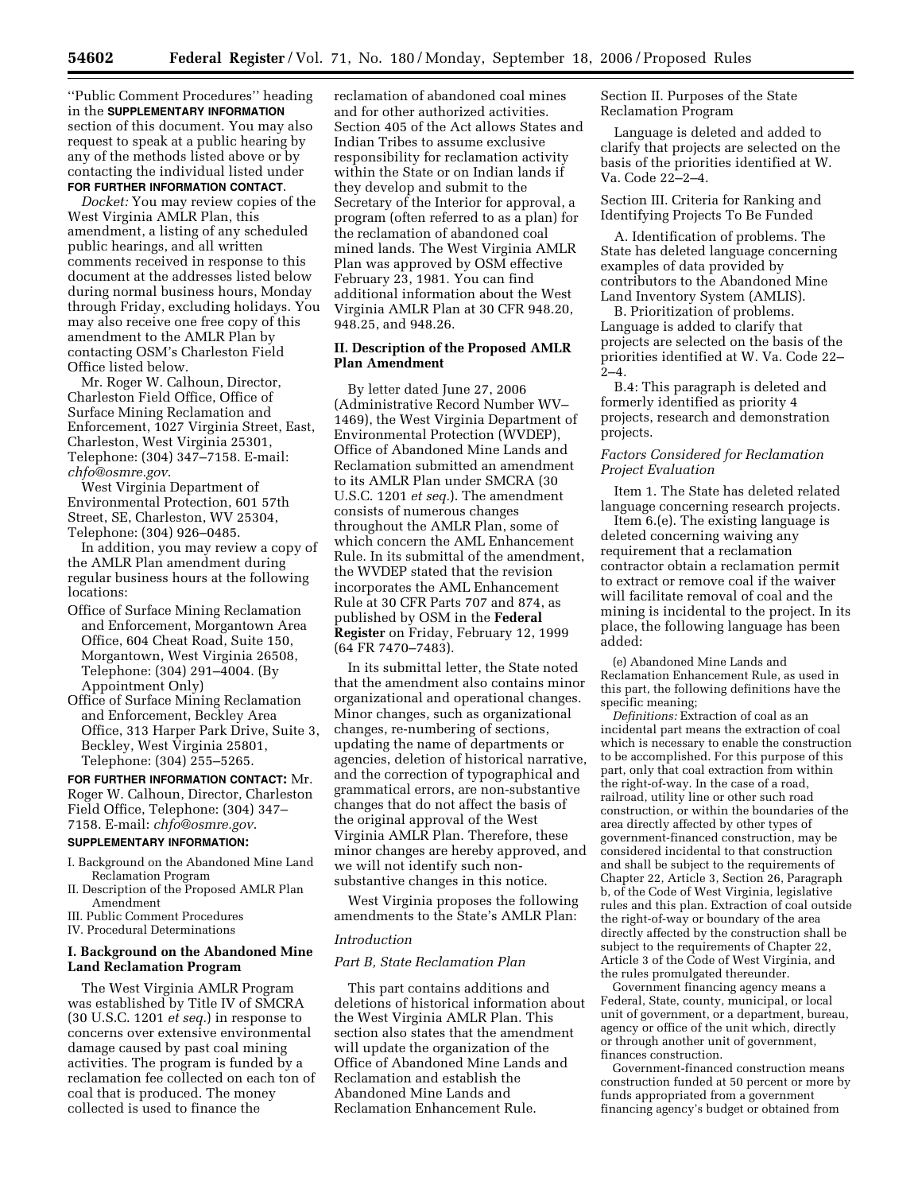''Public Comment Procedures'' heading in the **SUPPLEMENTARY INFORMATION** section of this document. You may also request to speak at a public hearing by any of the methods listed above or by contacting the individual listed under **FOR FURTHER INFORMATION CONTACT**.

*Docket:* You may review copies of the West Virginia AMLR Plan, this amendment, a listing of any scheduled public hearings, and all written comments received in response to this document at the addresses listed below during normal business hours, Monday through Friday, excluding holidays. You may also receive one free copy of this amendment to the AMLR Plan by contacting OSM's Charleston Field Office listed below.

Mr. Roger W. Calhoun, Director, Charleston Field Office, Office of Surface Mining Reclamation and Enforcement, 1027 Virginia Street, East, Charleston, West Virginia 25301, Telephone: (304) 347–7158. E-mail: *chfo@osmre.gov*.

West Virginia Department of Environmental Protection, 601 57th Street, SE, Charleston, WV 25304, Telephone: (304) 926–0485.

In addition, you may review a copy of the AMLR Plan amendment during regular business hours at the following locations:

- Office of Surface Mining Reclamation and Enforcement, Morgantown Area Office, 604 Cheat Road, Suite 150, Morgantown, West Virginia 26508, Telephone: (304) 291–4004. (By Appointment Only)
- Office of Surface Mining Reclamation and Enforcement, Beckley Area Office, 313 Harper Park Drive, Suite 3, Beckley, West Virginia 25801, Telephone: (304) 255–5265.

**FOR FURTHER INFORMATION CONTACT:** Mr. Roger W. Calhoun, Director, Charleston Field Office, Telephone: (304) 347–7158. E-mail: *chfo@osmre.gov*.

**SUPPLEMENTARY INFORMATION:**

I. Background on the Abandoned Mine Land Reclamation Program
II. Description of the Proposed AMLR Plan Amendment
III. Public Comment Procedures
IV. Procedural Determinations

## I. Background on the Abandoned Mine Land Reclamation Program

The West Virginia AMLR Program was established by Title IV of SMCRA (30 U.S.C. 1201 *et seq.*) in response to concerns over extensive environmental damage caused by past coal mining activities. The program is funded by a reclamation fee collected on each ton of coal that is produced. The money collected is used to finance the reclamation of abandoned coal mines and for other authorized activities. Section 405 of the Act allows States and Indian Tribes to assume exclusive responsibility for reclamation activity within the State or on Indian lands if they develop and submit to the Secretary of the Interior for approval, a program (often referred to as a plan) for the reclamation of abandoned coal mined lands. The West Virginia AMLR Plan was approved by OSM effective February 23, 1981. You can find additional information about the West Virginia AMLR Plan at 30 CFR 948.20, 948.25, and 948.26.

## II. Description of the Proposed AMLR Plan Amendment

By letter dated June 27, 2006 (Administrative Record Number WV–1469), the West Virginia Department of Environmental Protection (WVDEP), Office of Abandoned Mine Lands and Reclamation submitted an amendment to its AMLR Plan under SMCRA (30 U.S.C. 1201 *et seq.*). The amendment consists of numerous changes throughout the AMLR Plan, some of which concern the AML Enhancement Rule. In its submittal of the amendment, the WVDEP stated that the revision incorporates the AML Enhancement Rule at 30 CFR Parts 707 and 874, as published by OSM in the **Federal Register** on Friday, February 12, 1999 (64 FR 7470–7483).

In its submittal letter, the State noted that the amendment also contains minor organizational and operational changes. Minor changes, such as organizational changes, re-numbering of sections, updating the name of departments or agencies, deletion of historical narrative, and the correction of typographical and grammatical errors, are non-substantive changes that do not affect the basis of the original approval of the West Virginia AMLR Plan. Therefore, these minor changes are hereby approved, and we will not identify such non-substantive changes in this notice.

West Virginia proposes the following amendments to the State's AMLR Plan:

*Introduction*

*Part B, State Reclamation Plan*

This part contains additions and deletions of historical information about the West Virginia AMLR Plan. This section also states that the amendment will update the organization of the Office of Abandoned Mine Lands and Reclamation and establish the Abandoned Mine Lands and Reclamation Enhancement Rule.

Section II. Purposes of the State Reclamation Program

Language is deleted and added to clarify that projects are selected on the basis of the priorities identified at W. Va. Code 22–2–4.

Section III. Criteria for Ranking and Identifying Projects To Be Funded

A. Identification of problems. The State has deleted language concerning examples of data provided by contributors to the Abandoned Mine Land Inventory System (AMLIS).

B. Prioritization of problems. Language is added to clarify that projects are selected on the basis of the priorities identified at W. Va. Code 22–2–4.

B.4: This paragraph is deleted and formerly identified as priority 4 projects, research and demonstration projects.

*Factors Considered for Reclamation Project Evaluation*

Item 1. The State has deleted related language concerning research projects.

Item 6.(e). The existing language is deleted concerning waiving any requirement that a reclamation contractor obtain a reclamation permit to extract or remove coal if the waiver will facilitate removal of coal and the mining is incidental to the project. In its place, the following language has been added:

(e) Abandoned Mine Lands and Reclamation Enhancement Rule, as used in this part, the following definitions have the specific meaning;

*Definitions:* Extraction of coal as an incidental part means the extraction of coal which is necessary to enable the construction to be accomplished. For this purpose of this part, only that coal extraction from within the right-of-way. In the case of a road, railroad, utility line or other such road construction, or within the boundaries of the area directly affected by other types of government-financed construction, may be considered incidental to that construction and shall be subject to the requirements of Chapter 22, Article 3, Section 26, Paragraph b, of the Code of West Virginia, legislative rules and this plan. Extraction of coal outside the right-of-way or boundary of the area directly affected by the construction shall be subject to the requirements of Chapter 22, Article 3 of the Code of West Virginia, and the rules promulgated thereunder.

Government financing agency means a Federal, State, county, municipal, or local unit of government, or a department, bureau, agency or office of the unit which, directly or through another unit of government, finances construction.

Government-financed construction means construction funded at 50 percent or more by funds appropriated from a government financing agency's budget or obtained from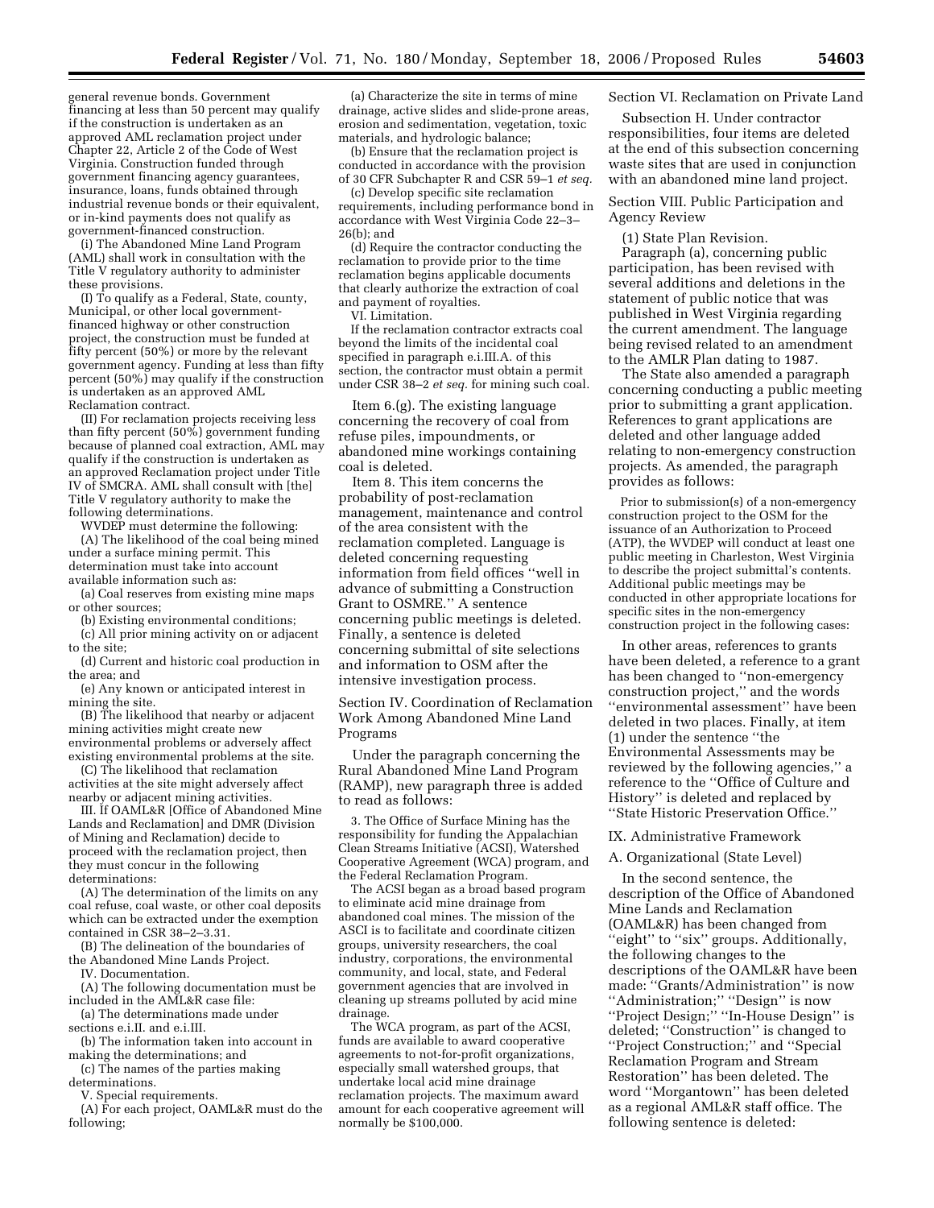general revenue bonds. Government financing at less than 50 percent may qualify if the construction is undertaken as an approved AML reclamation project under Chapter 22, Article 2 of the Code of West Virginia. Construction funded through government financing agency guarantees, insurance, loans, funds obtained through industrial revenue bonds or their equivalent, or in-kind payments does not qualify as government-financed construction.

(i) The Abandoned Mine Land Program (AML) shall work in consultation with the Title V regulatory authority to administer these provisions.

(I) To qualify as a Federal, State, county, Municipal, or other local government-financed highway or other construction project, the construction must be funded at fifty percent (50%) or more by the relevant government agency. Funding at less than fifty percent (50%) may qualify if the construction is undertaken as an approved AML Reclamation contract.

(II) For reclamation projects receiving less than fifty percent (50%) government funding because of planned coal extraction, AML may qualify if the construction is undertaken as an approved Reclamation project under Title IV of SMCRA. AML shall consult with [the] Title V regulatory authority to make the following determinations.

WVDEP must determine the following:

(A) The likelihood of the coal being mined under a surface mining permit. This determination must take into account available information such as:

(a) Coal reserves from existing mine maps or other sources;

(b) Existing environmental conditions;

(c) All prior mining activity on or adjacent to the site;

(d) Current and historic coal production in the area; and

(e) Any known or anticipated interest in mining the site.

(B) The likelihood that nearby or adjacent mining activities might create new environmental problems or adversely affect existing environmental problems at the site.

(C) The likelihood that reclamation activities at the site might adversely affect nearby or adjacent mining activities.

III. If OAML&R [Office of Abandoned Mine Lands and Reclamation] and DMR (Division of Mining and Reclamation) decide to proceed with the reclamation project, then they must concur in the following determinations:

(A) The determination of the limits on any coal refuse, coal waste, or other coal deposits which can be extracted under the exemption contained in CSR 38–2–3.31.

(B) The delineation of the boundaries of the Abandoned Mine Lands Project.

IV. Documentation.

(A) The following documentation must be included in the AML&R case file:

(a) The determinations made under sections e.i.II. and e.i.III.

(b) The information taken into account in making the determinations; and

(c) The names of the parties making determinations.

V. Special requirements.

(A) For each project, OAML&R must do the following;

(a) Characterize the site in terms of mine drainage, active slides and slide-prone areas, erosion and sedimentation, vegetation, toxic materials, and hydrologic balance;

(b) Ensure that the reclamation project is conducted in accordance with the provision of 30 CFR Subchapter R and CSR 59–1 *et seq.*

(c) Develop specific site reclamation requirements, including performance bond in accordance with West Virginia Code 22–3–26(b); and

(d) Require the contractor conducting the reclamation to provide prior to the time reclamation begins applicable documents that clearly authorize the extraction of coal and payment of royalties.

VI. Limitation.

If the reclamation contractor extracts coal beyond the limits of the incidental coal specified in paragraph e.i.III.A. of this section, the contractor must obtain a permit under CSR 38–2 *et seq.* for mining such coal.

Item 6.(g). The existing language concerning the recovery of coal from refuse piles, impoundments, or abandoned mine workings containing coal is deleted.

Item 8. This item concerns the probability of post-reclamation management, maintenance and control of the area consistent with the reclamation completed. Language is deleted concerning requesting information from field offices ''well in advance of submitting a Construction Grant to OSMRE.'' A sentence concerning public meetings is deleted. Finally, a sentence is deleted concerning submittal of site selections and information to OSM after the intensive investigation process.

Section IV. Coordination of Reclamation Work Among Abandoned Mine Land Programs

Under the paragraph concerning the Rural Abandoned Mine Land Program (RAMP), new paragraph three is added to read as follows:

3. The Office of Surface Mining has the responsibility for funding the Appalachian Clean Streams Initiative (ACSI), Watershed Cooperative Agreement (WCA) program, and the Federal Reclamation Program.

The ACSI began as a broad based program to eliminate acid mine drainage from abandoned coal mines. The mission of the ASCI is to facilitate and coordinate citizen groups, university researchers, the coal industry, corporations, the environmental community, and local, state, and Federal government agencies that are involved in cleaning up streams polluted by acid mine drainage.

The WCA program, as part of the ACSI, funds are available to award cooperative agreements to not-for-profit organizations, especially small watershed groups, that undertake local acid mine drainage reclamation projects. The maximum award amount for each cooperative agreement will normally be $100,000.

Section VI. Reclamation on Private Land

Subsection H. Under contractor responsibilities, four items are deleted at the end of this subsection concerning waste sites that are used in conjunction with an abandoned mine land project.

Section VIII. Public Participation and Agency Review

(1) State Plan Revision.

Paragraph (a), concerning public participation, has been revised with several additions and deletions in the statement of public notice that was published in West Virginia regarding the current amendment. The language being revised related to an amendment to the AMLR Plan dating to 1987.

The State also amended a paragraph concerning conducting a public meeting prior to submitting a grant application. References to grant applications are deleted and other language added relating to non-emergency construction projects. As amended, the paragraph provides as follows:

> Prior to submission(s) of a non-emergency construction project to the OSM for the issuance of an Authorization to Proceed (ATP), the WVDEP will conduct at least one public meeting in Charleston, West Virginia to describe the project submittal's contents. Additional public meetings may be conducted in other appropriate locations for specific sites in the non-emergency construction project in the following cases:

In other areas, references to grants have been deleted, a reference to a grant has been changed to ''non-emergency construction project,'' and the words ''environmental assessment'' have been deleted in two places. Finally, at item (1) under the sentence ''the Environmental Assessments may be reviewed by the following agencies,'' a reference to the ''Office of Culture and History'' is deleted and replaced by ''State Historic Preservation Office.''

IX. Administrative Framework

A. Organizational (State Level)

In the second sentence, the description of the Office of Abandoned Mine Lands and Reclamation (OAML&R) has been changed from ''eight'' to ''six'' groups. Additionally, the following changes to the descriptions of the OAML&R have been made: ''Grants/Administration'' is now ''Administration;'' ''Design'' is now ''Project Design;'' ''In-House Design'' is deleted; ''Construction'' is changed to ''Project Construction;'' and ''Special Reclamation Program and Stream Restoration'' has been deleted. The word ''Morgantown'' has been deleted as a regional AML&R staff office. The following sentence is deleted: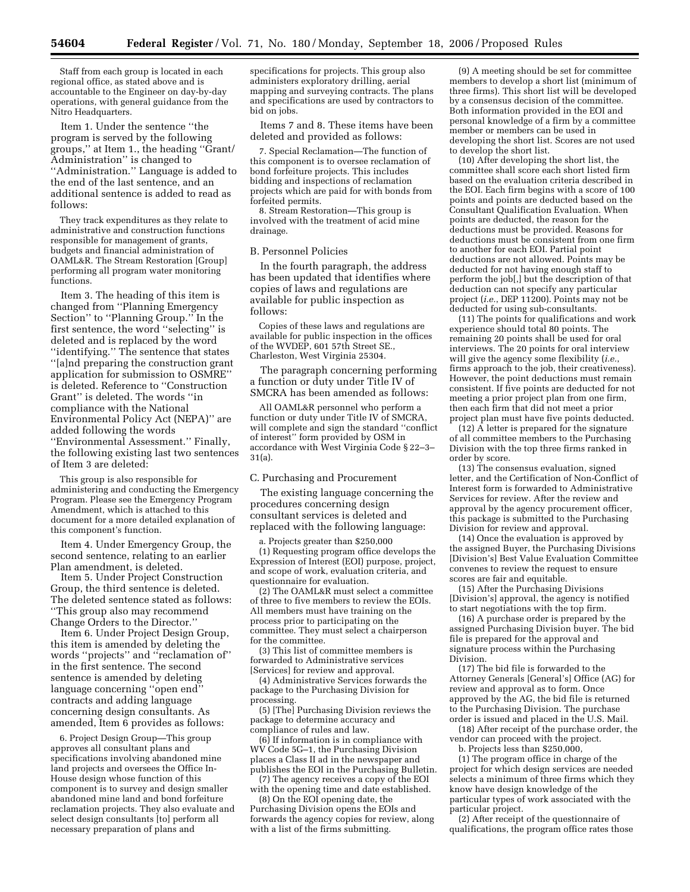Staff from each group is located in each regional office, as stated above and is accountable to the Engineer on day-by-day operations, with general guidance from the Nitro Headquarters.

Item 1. Under the sentence ''the program is served by the following groups,'' at Item 1., the heading ''Grant/Administration'' is changed to ''Administration.'' Language is added to the end of the last sentence, and an additional sentence is added to read as follows:

> They track expenditures as they relate to administrative and construction functions responsible for management of grants, budgets and financial administration of OAML&R. The Stream Restoration [Group] performing all program water monitoring functions.

Item 3. The heading of this item is changed from ''Planning Emergency Section'' to ''Planning Group.'' In the first sentence, the word ''selecting'' is deleted and is replaced by the word ''identifying.'' The sentence that states ''[a]nd preparing the construction grant application for submission to OSMRE'' is deleted. Reference to ''Construction Grant'' is deleted. The words ''in compliance with the National Environmental Policy Act (NEPA)'' are added following the words ''Environmental Assessment.'' Finally, the following existing last two sentences of Item 3 are deleted:

> This group is also responsible for administering and conducting the Emergency Program. Please see the Emergency Program Amendment, which is attached to this document for a more detailed explanation of this component's function.

Item 4. Under Emergency Group, the second sentence, relating to an earlier Plan amendment, is deleted.

Item 5. Under Project Construction Group, the third sentence is deleted. The deleted sentence stated as follows: ''This group also may recommend Change Orders to the Director.''

Item 6. Under Project Design Group, this item is amended by deleting the words ''projects'' and ''reclamation of'' in the first sentence. The second sentence is amended by deleting language concerning ''open end'' contracts and adding language concerning design consultants. As amended, Item 6 provides as follows:

> 6. Project Design Group—This group approves all consultant plans and specifications involving abandoned mine land projects and oversees the Office In-House design whose function of this component is to survey and design smaller abandoned mine land and bond forfeiture reclamation projects. They also evaluate and select design consultants [to] perform all necessary preparation of plans and specifications for projects. This group also administers exploratory drilling, aerial mapping and surveying contracts. The plans and specifications are used by contractors to bid on jobs.

Items 7 and 8. These items have been deleted and provided as follows:

> 7. Special Reclamation—The function of this component is to oversee reclamation of bond forfeiture projects. This includes bidding and inspections of reclamation projects which are paid for with bonds from forfeited permits.
>
> 8. Stream Restoration—This group is involved with the treatment of acid mine drainage.

### B. Personnel Policies

In the fourth paragraph, the address has been updated that identifies where copies of laws and regulations are available for public inspection as follows:

> Copies of these laws and regulations are available for public inspection in the offices of the WVDEP, 601 57th Street SE., Charleston, West Virginia 25304.

The paragraph concerning performing a function or duty under Title IV of SMCRA has been amended as follows:

> All OAML&R personnel who perform a function or duty under Title IV of SMCRA, will complete and sign the standard ''conflict of interest'' form provided by OSM in accordance with West Virginia Code § 22–3–31(a).

### C. Purchasing and Procurement

The existing language concerning the procedures concerning design consultant services is deleted and replaced with the following language:

> a. Projects greater than $250,000
>
> (1) Requesting program office develops the Expression of Interest (EOI) purpose, project, and scope of work, evaluation criteria, and questionnaire for evaluation.
>
> (2) The OAML&R must select a committee of three to five members to review the EOIs. All members must have training on the process prior to participating on the committee. They must select a chairperson for the committee.
>
> (3) This list of committee members is forwarded to Administrative services [Services] for review and approval.
>
> (4) Administrative Services forwards the package to the Purchasing Division for processing.
>
> (5) [The] Purchasing Division reviews the package to determine accuracy and compliance of rules and law.
>
> (6) If information is in compliance with WV Code 5G–1, the Purchasing Division places a Class II ad in the newspaper and publishes the EOI in the Purchasing Bulletin.
>
> (7) The agency receives a copy of the EOI with the opening time and date established.
>
> (8) On the EOI opening date, the Purchasing Division opens the EOIs and forwards the agency copies for review, along with a list of the firms submitting.
>
> (9) A meeting should be set for committee members to develop a short list (minimum of three firms). This short list will be developed by a consensus decision of the committee. Both information provided in the EOI and personal knowledge of a firm by a committee member or members can be used in developing the short list. Scores are not used to develop the short list.
>
> (10) After developing the short list, the committee shall score each short listed firm based on the evaluation criteria described in the EOI. Each firm begins with a score of 100 points and points are deducted based on the Consultant Qualification Evaluation. When points are deducted, the reason for the deductions must be provided. Reasons for deductions must be consistent from one firm to another for each EOI. Partial point deductions are not allowed. Points may be deducted for not having enough staff to perform the job[,] but the description of that deduction can not specify any particular project (*i.e.*, DEP 11200). Points may not be deducted for using sub-consultants.
>
> (11) The points for qualifications and work experience should total 80 points. The remaining 20 points shall be used for oral interviews. The 20 points for oral interview will give the agency some flexibility (*i.e.*, firms approach to the job, their creativeness). However, the point deductions must remain consistent. If five points are deducted for not meeting a prior project plan from one firm, then each firm that did not meet a prior project plan must have five points deducted.
>
> (12) A letter is prepared for the signature of all committee members to the Purchasing Division with the top three firms ranked in order by score.
>
> (13) The consensus evaluation, signed letter, and the Certification of Non-Conflict of Interest form is forwarded to Administrative Services for review. After the review and approval by the agency procurement officer, this package is submitted to the Purchasing Division for review and approval.
>
> (14) Once the evaluation is approved by the assigned Buyer, the Purchasing Divisions [Division's] Best Value Evaluation Committee convenes to review the request to ensure scores are fair and equitable.
>
> (15) After the Purchasing Divisions [Division's] approval, the agency is notified to start negotiations with the top firm.
>
> (16) A purchase order is prepared by the assigned Purchasing Division buyer. The bid file is prepared for the approval and signature process within the Purchasing Division.
>
> (17) The bid file is forwarded to the Attorney Generals [General's] Office (AG) for review and approval as to form. Once approved by the AG, the bid file is returned to the Purchasing Division. The purchase order is issued and placed in the U.S. Mail.
>
> (18) After receipt of the purchase order, the vendor can proceed with the project.
>
> b. Projects less than $250,000,
>
> (1) The program office in charge of the project for which design services are needed selects a minimum of three firms which they know have design knowledge of the particular types of work associated with the particular project.
>
> (2) After receipt of the questionnaire of qualifications, the program office rates those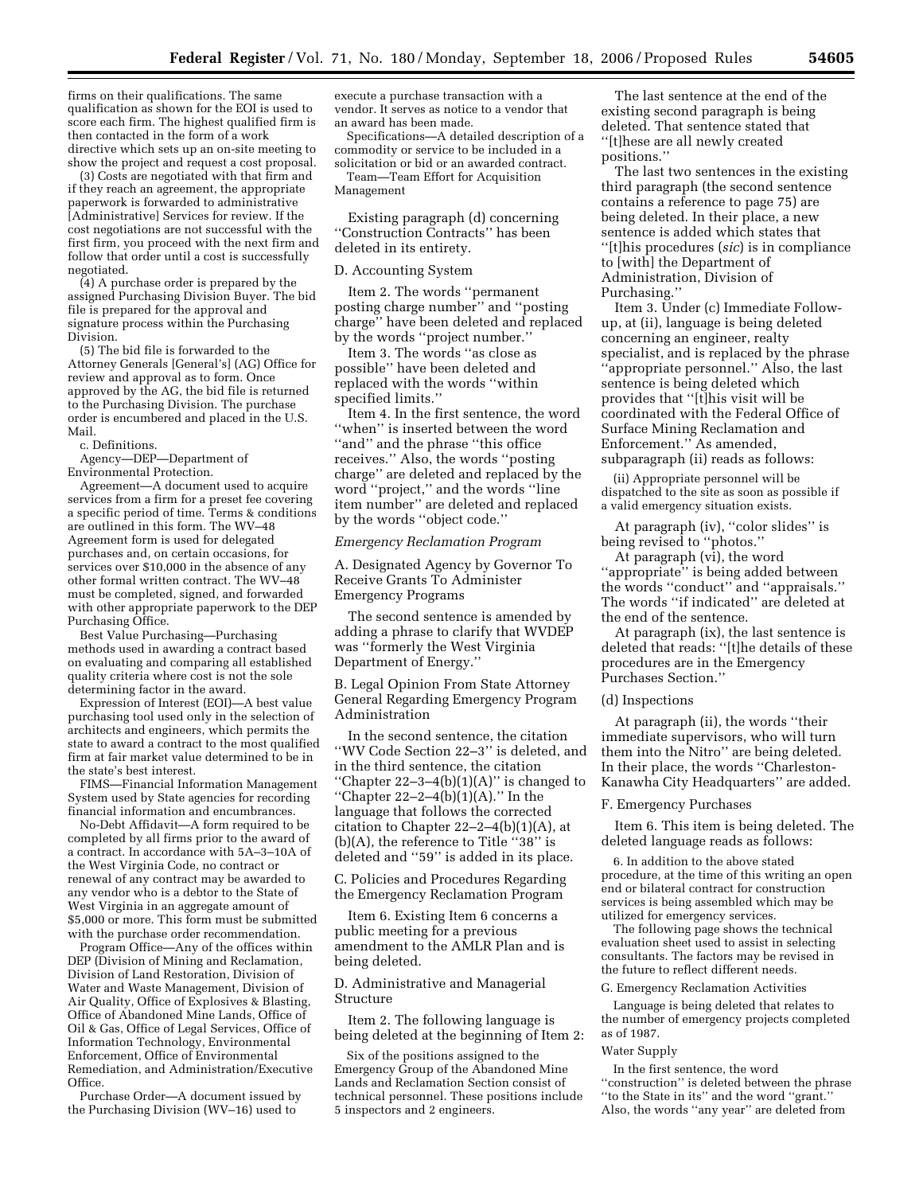firms on their qualifications. The same qualification as shown for the EOI is used to score each firm. The highest qualified firm is then contacted in the form of a work directive which sets up an on-site meeting to show the project and request a cost proposal.

(3) Costs are negotiated with that firm and if they reach an agreement, the appropriate paperwork is forwarded to administrative [Administrative] Services for review. If the cost negotiations are not successful with the first firm, you proceed with the next firm and follow that order until a cost is successfully negotiated.

(4) A purchase order is prepared by the assigned Purchasing Division Buyer. The bid file is prepared for the approval and signature process within the Purchasing Division.

(5) The bid file is forwarded to the Attorney Generals [General's] (AG) Office for review and approval as to form. Once approved by the AG, the bid file is returned to the Purchasing Division. The purchase order is encumbered and placed in the U.S. Mail.

c. Definitions.

Agency—DEP—Department of Environmental Protection.

Agreement—A document used to acquire services from a firm for a preset fee covering a specific period of time. Terms & conditions are outlined in this form. The WV–48 Agreement form is used for delegated purchases and, on certain occasions, for services over $10,000 in the absence of any other formal written contract. The WV–48 must be completed, signed, and forwarded with other appropriate paperwork to the DEP Purchasing Office.

Best Value Purchasing—Purchasing methods used in awarding a contract based on evaluating and comparing all established quality criteria where cost is not the sole determining factor in the award.

Expression of Interest (EOI)—A best value purchasing tool used only in the selection of architects and engineers, which permits the state to award a contract to the most qualified firm at fair market value determined to be in the state's best interest.

FIMS—Financial Information Management System used by State agencies for recording financial information and encumbrances.

No-Debt Affidavit—A form required to be completed by all firms prior to the award of a contract. In accordance with 5A–3–10A of the West Virginia Code, no contract or renewal of any contract may be awarded to any vendor who is a debtor to the State of West Virginia in an aggregate amount of $5,000 or more. This form must be submitted with the purchase order recommendation.

Program Office—Any of the offices within DEP (Division of Mining and Reclamation, Division of Land Restoration, Division of Water and Waste Management, Division of Air Quality, Office of Explosives & Blasting, Office of Abandoned Mine Lands, Office of Oil & Gas, Office of Legal Services, Office of Information Technology, Environmental Enforcement, Office of Environmental Remediation, and Administration/Executive Office.

Purchase Order—A document issued by the Purchasing Division (WV–16) used to execute a purchase transaction with a vendor. It serves as notice to a vendor that an award has been made.

Specifications—A detailed description of a commodity or service to be included in a solicitation or bid or an awarded contract.

Team—Team Effort for Acquisition Management

Existing paragraph (d) concerning ''Construction Contracts'' has been deleted in its entirety.

D. Accounting System

Item 2. The words ''permanent posting charge number'' and ''posting charge'' have been deleted and replaced by the words ''project number.''

Item 3. The words ''as close as possible'' have been deleted and replaced with the words ''within specified limits.''

Item 4. In the first sentence, the word ''when'' is inserted between the word ''and'' and the phrase ''this office receives.'' Also, the words ''posting charge'' are deleted and replaced by the word ''project,'' and the words ''line item number'' are deleted and replaced by the words ''object code.''

*Emergency Reclamation Program*

A. Designated Agency by Governor To Receive Grants To Administer Emergency Programs

The second sentence is amended by adding a phrase to clarify that WVDEP was ''formerly the West Virginia Department of Energy.''

B. Legal Opinion From State Attorney General Regarding Emergency Program Administration

In the second sentence, the citation ''WV Code Section 22–3'' is deleted, and in the third sentence, the citation ''Chapter 22–3–4(b)(1)(A)'' is changed to ''Chapter 22–2–4(b)(1)(A).'' In the language that follows the corrected citation to Chapter 22–2–4(b)(1)(A), at (b)(A), the reference to Title ''38'' is deleted and ''59'' is added in its place.

C. Policies and Procedures Regarding the Emergency Reclamation Program

Item 6. Existing Item 6 concerns a public meeting for a previous amendment to the AMLR Plan and is being deleted.

D. Administrative and Managerial Structure

Item 2. The following language is being deleted at the beginning of Item 2:

> Six of the positions assigned to the Emergency Group of the Abandoned Mine Lands and Reclamation Section consist of technical personnel. These positions include 5 inspectors and 2 engineers.

The last sentence at the end of the existing second paragraph is being deleted. That sentence stated that ''[t]hese are all newly created positions.''

The last two sentences in the existing third paragraph (the second sentence contains a reference to page 75) are being deleted. In their place, a new sentence is added which states that ''[t]his procedures (*sic*) is in compliance to [with] the Department of Administration, Division of Purchasing.''

Item 3. Under (c) Immediate Follow-up, at (ii), language is being deleted concerning an engineer, realty specialist, and is replaced by the phrase ''appropriate personnel.'' Also, the last sentence is being deleted which provides that ''[t]his visit will be coordinated with the Federal Office of Surface Mining Reclamation and Enforcement.'' As amended, subparagraph (ii) reads as follows:

> (ii) Appropriate personnel will be dispatched to the site as soon as possible if a valid emergency situation exists.

At paragraph (iv), ''color slides'' is being revised to ''photos.''

At paragraph (vi), the word ''appropriate'' is being added between the words ''conduct'' and ''appraisals.'' The words ''if indicated'' are deleted at the end of the sentence.

At paragraph (ix), the last sentence is deleted that reads: ''[t]he details of these procedures are in the Emergency Purchases Section.''

(d) Inspections

At paragraph (ii), the words ''their immediate supervisors, who will turn them into the Nitro'' are being deleted. In their place, the words ''Charleston-Kanawha City Headquarters'' are added.

F. Emergency Purchases

Item 6. This item is being deleted. The deleted language reads as follows:

> 6. In addition to the above stated procedure, at the time of this writing an open end or bilateral contract for construction services is being assembled which may be utilized for emergency services.
>
> The following page shows the technical evaluation sheet used to assist in selecting consultants. The factors may be revised in the future to reflect different needs.

G. Emergency Reclamation Activities

Language is being deleted that relates to the number of emergency projects completed as of 1987.

Water Supply

In the first sentence, the word ''construction'' is deleted between the phrase ''to the State in its'' and the word ''grant.'' Also, the words ''any year'' are deleted from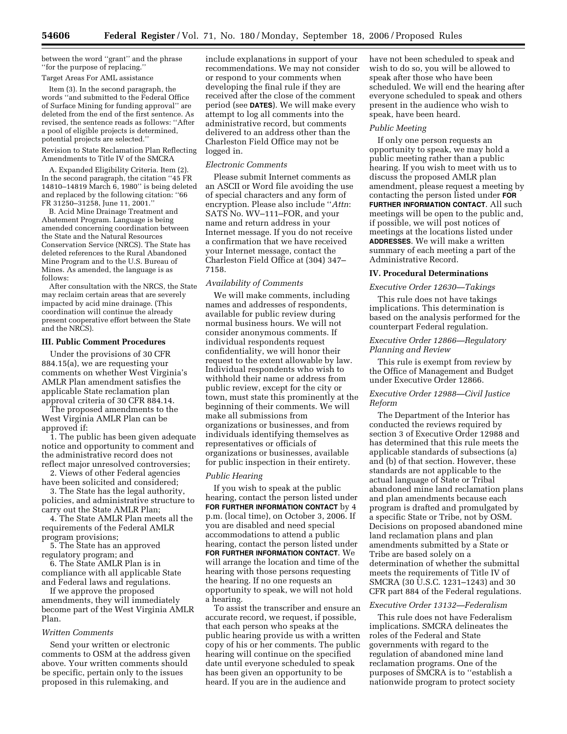between the word "grant" and the phrase "for the purpose of replacing."

Target Areas For AML assistance

Item (3). In the second paragraph, the words "and submitted to the Federal Office of Surface Mining for funding approval" are deleted from the end of the first sentence. As revised, the sentence reads as follows: "After a pool of eligible projects is determined, potential projects are selected."

Revision to State Reclamation Plan Reflecting Amendments to Title IV of the SMCRA

A. Expanded Eligibility Criteria. Item (2). In the second paragraph, the citation "45 FR 14810–14819 March 6, 1980" is being deleted and replaced by the following citation: "66 FR 31250–31258, June 11, 2001."

B. Acid Mine Drainage Treatment and Abatement Program. Language is being amended concerning coordination between the State and the Natural Resources Conservation Service (NRCS). The State has deleted references to the Rural Abandoned Mine Program and to the U.S. Bureau of Mines. As amended, the language is as follows:

After consultation with the NRCS, the State may reclaim certain areas that are severely impacted by acid mine drainage. (This coordination will continue the already present cooperative effort between the State and the NRCS).

## III. Public Comment Procedures

Under the provisions of 30 CFR 884.15(a), we are requesting your comments on whether West Virginia's AMLR Plan amendment satisfies the applicable State reclamation plan approval criteria of 30 CFR 884.14.

The proposed amendments to the West Virginia AMLR Plan can be approved if:

1. The public has been given adequate notice and opportunity to comment and the administrative record does not reflect major unresolved controversies;
2. Views of other Federal agencies have been solicited and considered;
3. The State has the legal authority, policies, and administrative structure to carry out the State AMLR Plan;
4. The State AMLR Plan meets all the requirements of the Federal AMLR program provisions;
5. The State has an approved regulatory program; and
6. The State AMLR Plan is in compliance with all applicable State and Federal laws and regulations.

If we approve the proposed amendments, they will immediately become part of the West Virginia AMLR Plan.

### *Written Comments*

Send your written or electronic comments to OSM at the address given above. Your written comments should be specific, pertain only to the issues proposed in this rulemaking, and include explanations in support of your recommendations. We may not consider or respond to your comments when developing the final rule if they are received after the close of the comment period (see **DATES**). We will make every attempt to log all comments into the administrative record, but comments delivered to an address other than the Charleston Field Office may not be logged in.

### *Electronic Comments*

Please submit Internet comments as an ASCII or Word file avoiding the use of special characters and any form of encryption. Please also include "*Attn*: SATS No. WV–111–FOR, and your name and return address in your Internet message. If you do not receive a confirmation that we have received your Internet message, contact the Charleston Field Office at (304) 347–7158.

### *Availability of Comments*

We will make comments, including names and addresses of respondents, available for public review during normal business hours. We will not consider anonymous comments. If individual respondents request confidentiality, we will honor their request to the extent allowable by law. Individual respondents who wish to withhold their name or address from public review, except for the city or town, must state this prominently at the beginning of their comments. We will make all submissions from organizations or businesses, and from individuals identifying themselves as representatives or officials of organizations or businesses, available for public inspection in their entirety.

### *Public Hearing*

If you wish to speak at the public hearing, contact the person listed under **FOR FURTHER INFORMATION CONTACT** by 4 p.m. (local time), on October 3, 2006. If you are disabled and need special accommodations to attend a public hearing, contact the person listed under **FOR FURTHER INFORMATION CONTACT**. We will arrange the location and time of the hearing with those persons requesting the hearing. If no one requests an opportunity to speak, we will not hold a hearing.

To assist the transcriber and ensure an accurate record, we request, if possible, that each person who speaks at the public hearing provide us with a written copy of his or her comments. The public hearing will continue on the specified date until everyone scheduled to speak has been given an opportunity to be heard. If you are in the audience and have not been scheduled to speak and wish to do so, you will be allowed to speak after those who have been scheduled. We will end the hearing after everyone scheduled to speak and others present in the audience who wish to speak, have been heard.

### *Public Meeting*

If only one person requests an opportunity to speak, we may hold a public meeting rather than a public hearing. If you wish to meet with us to discuss the proposed AMLR plan amendment, please request a meeting by contacting the person listed under **FOR FURTHER INFORMATION CONTACT**. All such meetings will be open to the public and, if possible, we will post notices of meetings at the locations listed under **ADDRESSES**. We will make a written summary of each meeting a part of the Administrative Record.

## IV. Procedural Determinations

### *Executive Order 12630—Takings*

This rule does not have takings implications. This determination is based on the analysis performed for the counterpart Federal regulation.

### *Executive Order 12866—Regulatory Planning and Review*

This rule is exempt from review by the Office of Management and Budget under Executive Order 12866.

### *Executive Order 12988—Civil Justice Reform*

The Department of the Interior has conducted the reviews required by section 3 of Executive Order 12988 and has determined that this rule meets the applicable standards of subsections (a) and (b) of that section. However, these standards are not applicable to the actual language of State or Tribal abandoned mine land reclamation plans and plan amendments because each program is drafted and promulgated by a specific State or Tribe, not by OSM. Decisions on proposed abandoned mine land reclamation plans and plan amendments submitted by a State or Tribe are based solely on a determination of whether the submittal meets the requirements of Title IV of SMCRA (30 U.S.C. 1231–1243) and 30 CFR part 884 of the Federal regulations.

### *Executive Order 13132—Federalism*

This rule does not have Federalism implications. SMCRA delineates the roles of the Federal and State governments with regard to the regulation of abandoned mine land reclamation programs. One of the purposes of SMCRA is to "establish a nationwide program to protect society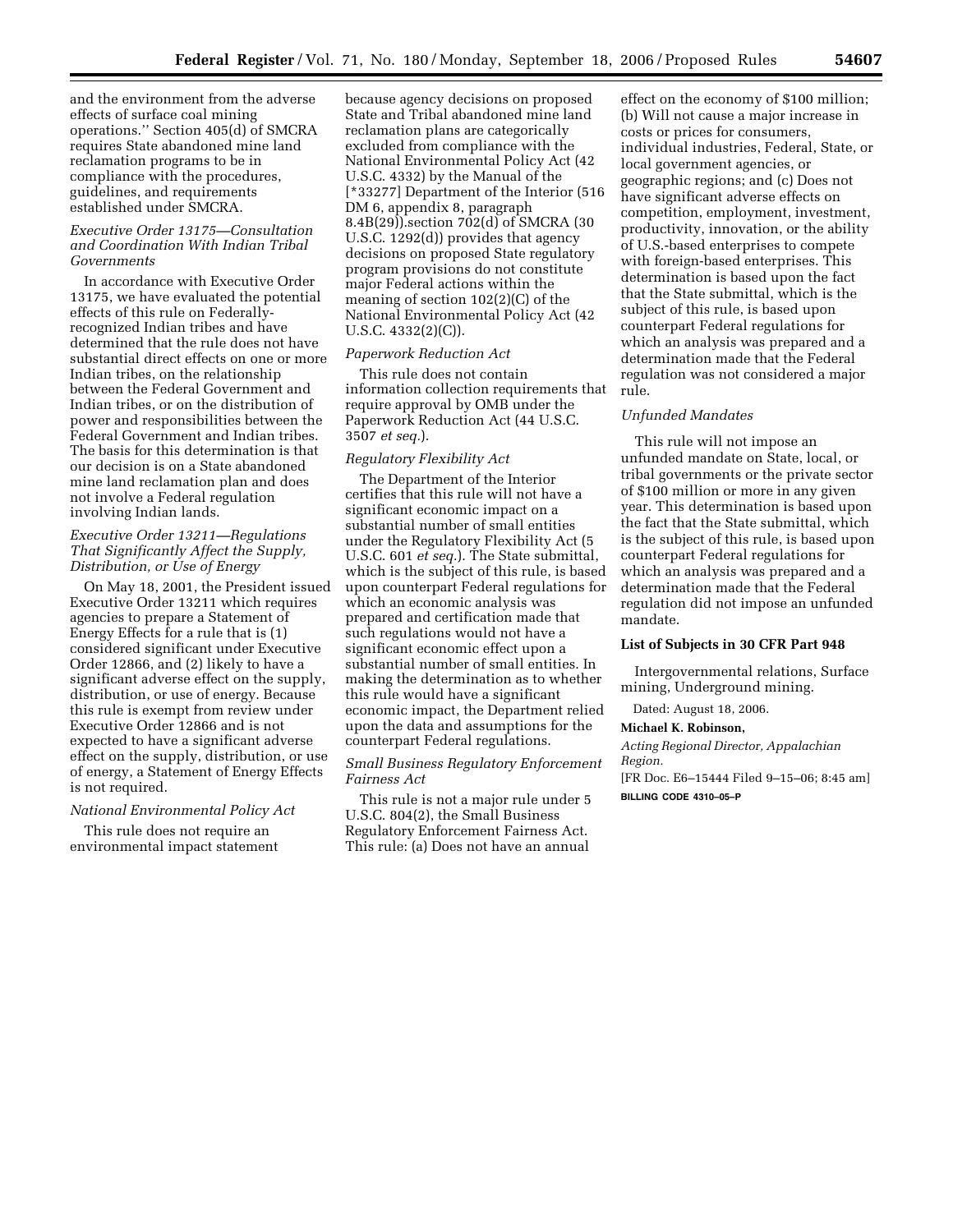and the environment from the adverse effects of surface coal mining operations.'' Section 405(d) of SMCRA requires State abandoned mine land reclamation programs to be in compliance with the procedures, guidelines, and requirements established under SMCRA.

*Executive Order 13175—Consultation and Coordination With Indian Tribal Governments*

In accordance with Executive Order 13175, we have evaluated the potential effects of this rule on Federally-recognized Indian tribes and have determined that the rule does not have substantial direct effects on one or more Indian tribes, on the relationship between the Federal Government and Indian tribes, or on the distribution of power and responsibilities between the Federal Government and Indian tribes. The basis for this determination is that our decision is on a State abandoned mine land reclamation plan and does not involve a Federal regulation involving Indian lands.

*Executive Order 13211—Regulations That Significantly Affect the Supply, Distribution, or Use of Energy*

On May 18, 2001, the President issued Executive Order 13211 which requires agencies to prepare a Statement of Energy Effects for a rule that is (1) considered significant under Executive Order 12866, and (2) likely to have a significant adverse effect on the supply, distribution, or use of energy. Because this rule is exempt from review under Executive Order 12866 and is not expected to have a significant adverse effect on the supply, distribution, or use of energy, a Statement of Energy Effects is not required.

*National Environmental Policy Act*

This rule does not require an environmental impact statement because agency decisions on proposed State and Tribal abandoned mine land reclamation plans are categorically excluded from compliance with the National Environmental Policy Act (42 U.S.C. 4332) by the Manual of the [*33277] Department of the Interior (516 DM 6, appendix 8, paragraph 8.4B(29)).section 702(d) of SMCRA (30 U.S.C. 1292(d)) provides that agency decisions on proposed State regulatory program provisions do not constitute major Federal actions within the meaning of section 102(2)(C) of the National Environmental Policy Act (42 U.S.C. 4332(2)(C)).

*Paperwork Reduction Act*

This rule does not contain information collection requirements that require approval by OMB under the Paperwork Reduction Act (44 U.S.C. 3507 *et seq.*).

*Regulatory Flexibility Act*

The Department of the Interior certifies that this rule will not have a significant economic impact on a substantial number of small entities under the Regulatory Flexibility Act (5 U.S.C. 601 *et seq.*). The State submittal, which is the subject of this rule, is based upon counterpart Federal regulations for which an economic analysis was prepared and certification made that such regulations would not have a significant economic effect upon a substantial number of small entities. In making the determination as to whether this rule would have a significant economic impact, the Department relied upon the data and assumptions for the counterpart Federal regulations.

*Small Business Regulatory Enforcement Fairness Act*

This rule is not a major rule under 5 U.S.C. 804(2), the Small Business Regulatory Enforcement Fairness Act. This rule: (a) Does not have an annual effect on the economy of $100 million; (b) Will not cause a major increase in costs or prices for consumers, individual industries, Federal, State, or local government agencies, or geographic regions; and (c) Does not have significant adverse effects on competition, employment, investment, productivity, innovation, or the ability of U.S.-based enterprises to compete with foreign-based enterprises. This determination is based upon the fact that the State submittal, which is the subject of this rule, is based upon counterpart Federal regulations for which an analysis was prepared and a determination made that the Federal regulation was not considered a major rule.

*Unfunded Mandates*

This rule will not impose an unfunded mandate on State, local, or tribal governments or the private sector of $100 million or more in any given year. This determination is based upon the fact that the State submittal, which is the subject of this rule, is based upon counterpart Federal regulations for which an analysis was prepared and a determination made that the Federal regulation did not impose an unfunded mandate.

**List of Subjects in 30 CFR Part 948**

Intergovernmental relations, Surface mining, Underground mining.

Dated: August 18, 2006.

**Michael K. Robinson,**

*Acting Regional Director, Appalachian Region.*

[FR Doc. E6–15444 Filed 9–15–06; 8:45 am]

**BILLING CODE 4310–05–P**